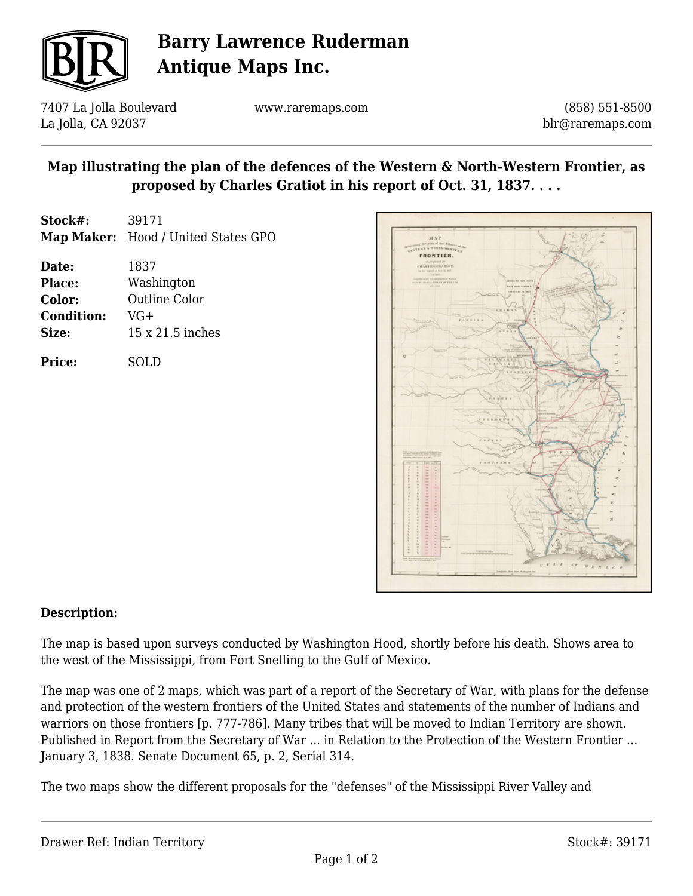# Barry Lawrence Ruderman Antique Maps Inc.

7407 La Jolla Boulevard
La Jolla, CA 92037

www.raremaps.com

(858) 551-8500
blr@raremaps.com

## Map illustrating the plan of the defences of the Western & North-Western Frontier, as proposed by Charles Gratiot in his report of Oct. 31, 1837. . . .

**Stock#:** 39171
**Map Maker:** Hood / United States GPO

**Date:** 1837
**Place:** Washington
**Color:** Outline Color
**Condition:** VG+
**Size:** 15 x 21.5 inches

**Price:** SOLD

**Description:**

The map is based upon surveys conducted by Washington Hood, shortly before his death. Shows area to the west of the Mississippi, from Fort Snelling to the Gulf of Mexico.

The map was one of 2 maps, which was part of a report of the Secretary of War, with plans for the defense and protection of the western frontiers of the United States and statements of the number of Indians and warriors on those frontiers [p. 777-786]. Many tribes that will be moved to Indian Territory are shown. Published in Report from the Secretary of War ... in Relation to the Protection of the Western Frontier ... January 3, 1838. Senate Document 65, p. 2, Serial 314.

The two maps show the different proposals for the "defenses" of the Mississippi River Valley and

Drawer Ref: Indian Territory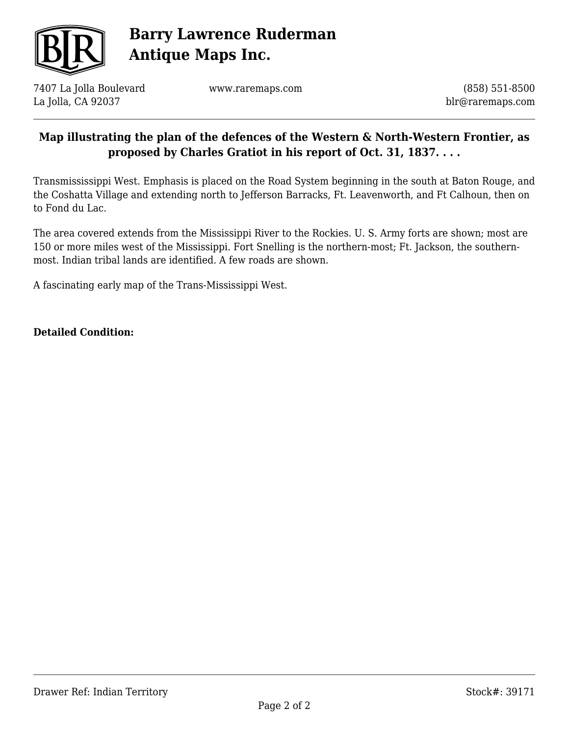**Map illustrating the plan of the defences of the Western & North-Western Frontier, as proposed by Charles Gratiot in his report of Oct. 31, 1837. . . .**

Transmississippi West. Emphasis is placed on the Road System beginning in the south at Baton Rouge, and the Coshatta Village and extending north to Jefferson Barracks, Ft. Leavenworth, and Ft Calhoun, then on to Fond du Lac.

The area covered extends from the Mississippi River to the Rockies. U. S. Army forts are shown; most are 150 or more miles west of the Mississippi. Fort Snelling is the northern-most; Ft. Jackson, the southern-most. Indian tribal lands are identified. A few roads are shown.

A fascinating early map of the Trans-Mississippi West.

**Detailed Condition:**

Drawer Ref: Indian Territory

Stock#: 39171